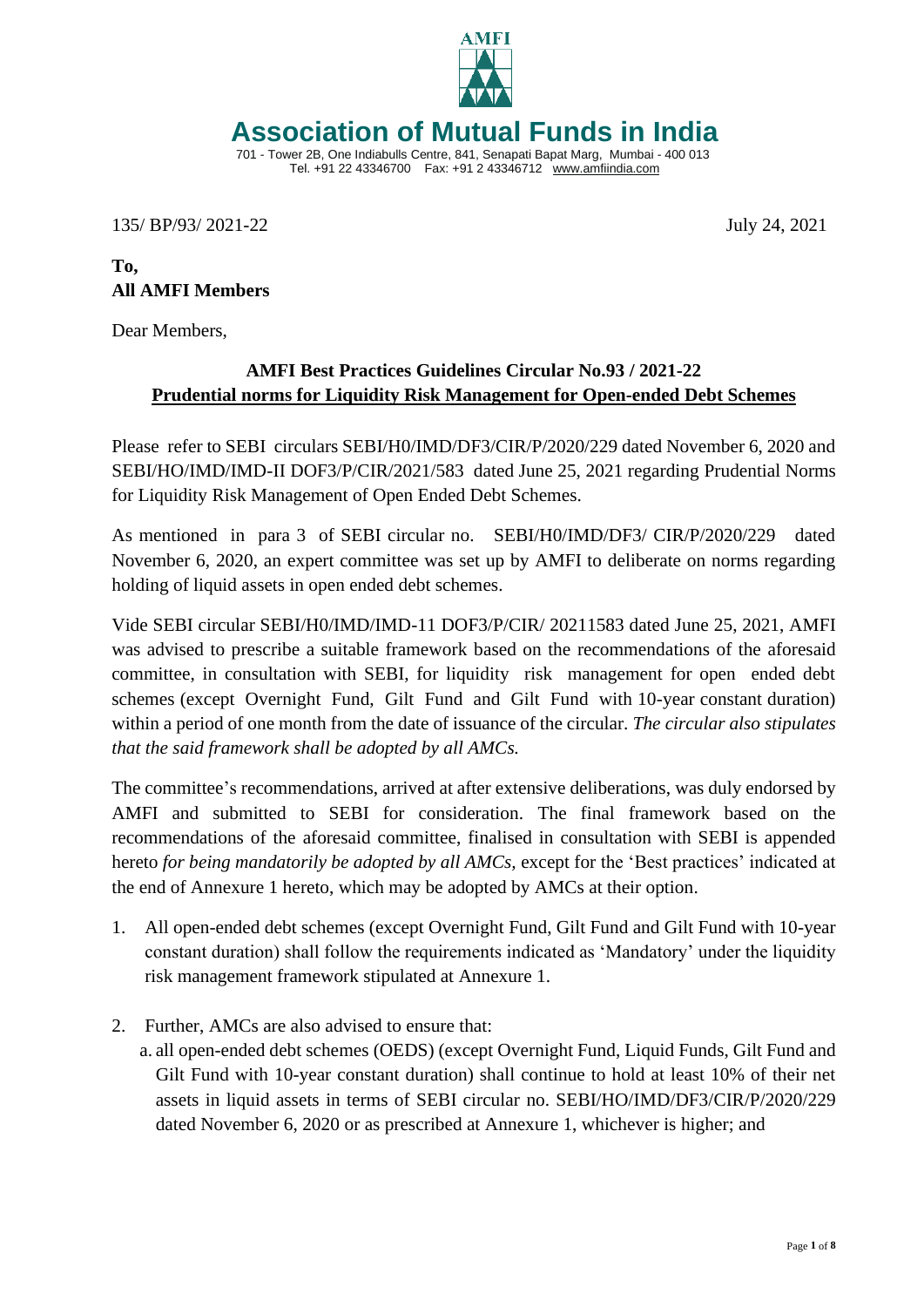# Association of Mutual Funds in India

701 - Tower 2B, One Indiabulls Centre, 841, Senapati Bapat Marg, Mumbai - 400 013
Tel. +91 22 43346700 Fax: +91 2 43346712 www.amfiindia.com

135/ BP/93/ 2021-22 July 24, 2021

**To,**
**All AMFI Members**

Dear Members,

**AMFI Best Practices Guidelines Circular No.93 / 2021-22**
**Prudential norms for Liquidity Risk Management for Open-ended Debt Schemes**

Please refer to SEBI circulars SEBI/H0/IMD/DF3/CIR/P/2020/229 dated November 6, 2020 and SEBI/HO/IMD/IMD-II DOF3/P/CIR/2021/583 dated June 25, 2021 regarding Prudential Norms for Liquidity Risk Management of Open Ended Debt Schemes.

As mentioned in para 3 of SEBI circular no. SEBI/H0/IMD/DF3/ CIR/P/2020/229 dated November 6, 2020, an expert committee was set up by AMFI to deliberate on norms regarding holding of liquid assets in open ended debt schemes.

Vide SEBI circular SEBI/H0/IMD/IMD-11 DOF3/P/CIR/ 20211583 dated June 25, 2021, AMFI was advised to prescribe a suitable framework based on the recommendations of the aforesaid committee, in consultation with SEBI, for liquidity risk management for open ended debt schemes (except Overnight Fund, Gilt Fund and Gilt Fund with 10-year constant duration) within a period of one month from the date of issuance of the circular. *The circular also stipulates that the said framework shall be adopted by all AMCs.*

The committee's recommendations, arrived at after extensive deliberations, was duly endorsed by AMFI and submitted to SEBI for consideration. The final framework based on the recommendations of the aforesaid committee, finalised in consultation with SEBI is appended hereto *for being mandatorily be adopted by all AMCs,* except for the 'Best practices' indicated at the end of Annexure 1 hereto, which may be adopted by AMCs at their option.

1. All open-ended debt schemes (except Overnight Fund, Gilt Fund and Gilt Fund with 10-year constant duration) shall follow the requirements indicated as 'Mandatory' under the liquidity risk management framework stipulated at Annexure 1.

2. Further, AMCs are also advised to ensure that:
   a. all open-ended debt schemes (OEDS) (except Overnight Fund, Liquid Funds, Gilt Fund and Gilt Fund with 10-year constant duration) shall continue to hold at least 10% of their net assets in liquid assets in terms of SEBI circular no. SEBI/HO/IMD/DF3/CIR/P/2020/229 dated November 6, 2020 or as prescribed at Annexure 1, whichever is higher; and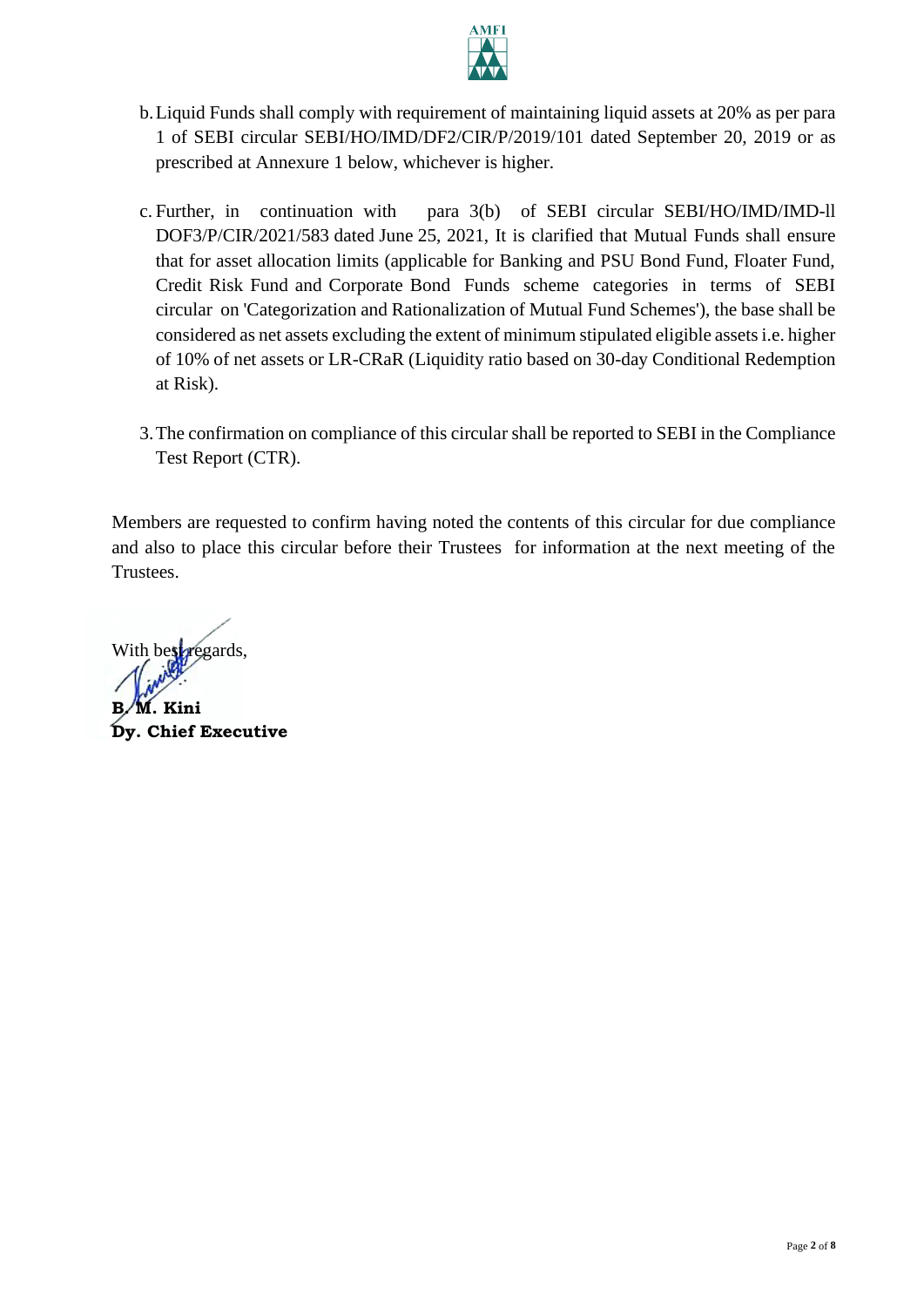b. Liquid Funds shall comply with requirement of maintaining liquid assets at 20% as per para 1 of SEBI circular SEBI/HO/IMD/DF2/CIR/P/2019/101 dated September 20, 2019 or as prescribed at Annexure 1 below, whichever is higher.

c. Further, in continuation with para 3(b) of SEBI circular SEBI/HO/IMD/IMD-ll DOF3/P/CIR/2021/583 dated June 25, 2021, It is clarified that Mutual Funds shall ensure that for asset allocation limits (applicable for Banking and PSU Bond Fund, Floater Fund, Credit Risk Fund and Corporate Bond Funds scheme categories in terms of SEBI circular on 'Categorization and Rationalization of Mutual Fund Schemes'), the base shall be considered as net assets excluding the extent of minimum stipulated eligible assets i.e. higher of 10% of net assets or LR-CRaR (Liquidity ratio based on 30-day Conditional Redemption at Risk).

3. The confirmation on compliance of this circular shall be reported to SEBI in the Compliance Test Report (CTR).

Members are requested to confirm having noted the contents of this circular for due compliance and also to place this circular before their Trustees for information at the next meeting of the Trustees.

With best regards,

**B. M. Kini**
**Dy. Chief Executive**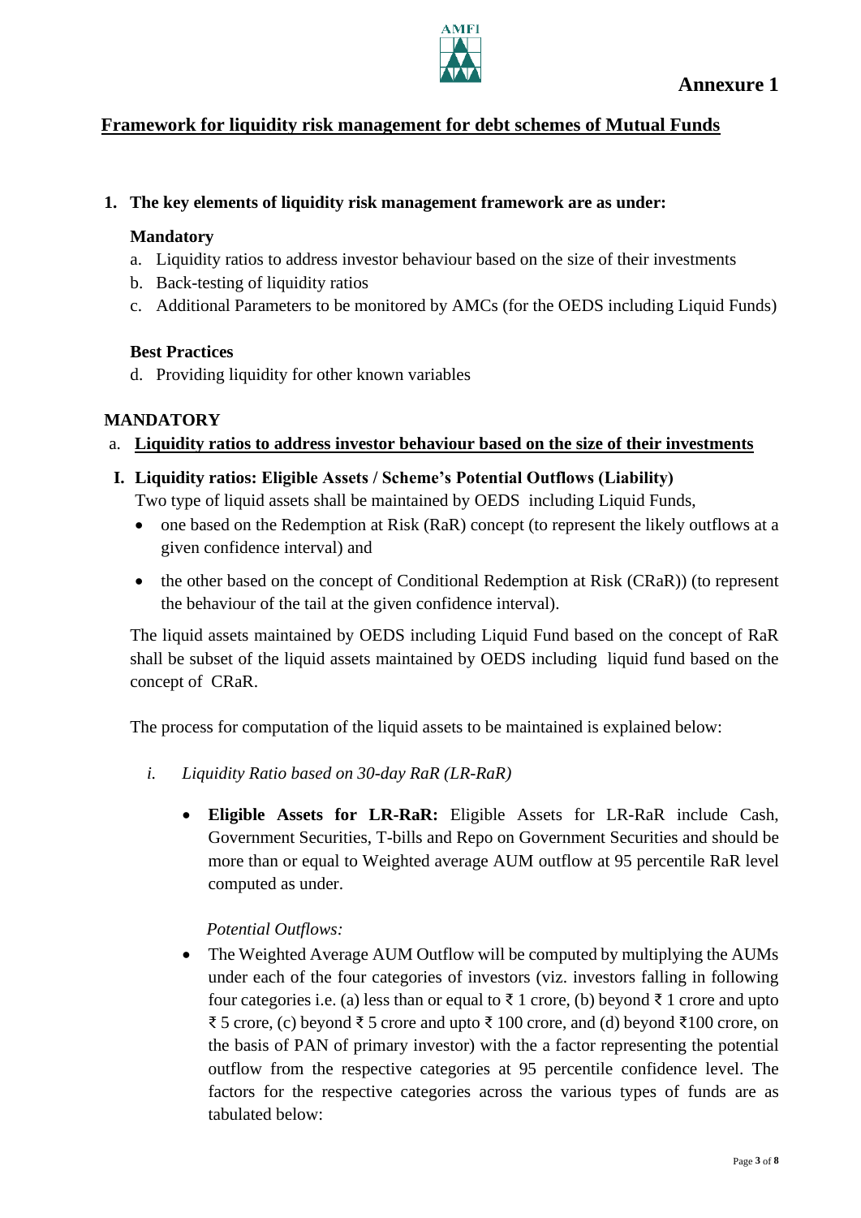Annexure 1

# Framework for liquidity risk management for debt schemes of Mutual Funds

**1. The key elements of liquidity risk management framework are as under:**

**Mandatory**

a. Liquidity ratios to address investor behaviour based on the size of their investments
b. Back-testing of liquidity ratios
c. Additional Parameters to be monitored by AMCs (for the OEDS including Liquid Funds)

**Best Practices**

d. Providing liquidity for other known variables

**MANDATORY**

a. **Liquidity ratios to address investor behaviour based on the size of their investments**

**I. Liquidity ratios: Eligible Assets / Scheme's Potential Outflows (Liability)**

Two type of liquid assets shall be maintained by OEDS including Liquid Funds,

- one based on the Redemption at Risk (RaR) concept (to represent the likely outflows at a given confidence interval) and
- the other based on the concept of Conditional Redemption at Risk (CRaR)) (to represent the behaviour of the tail at the given confidence interval).

The liquid assets maintained by OEDS including Liquid Fund based on the concept of RaR shall be subset of the liquid assets maintained by OEDS including liquid fund based on the concept of CRaR.

The process for computation of the liquid assets to be maintained is explained below:

*i. Liquidity Ratio based on 30-day RaR (LR-RaR)*

- **Eligible Assets for LR-RaR:** Eligible Assets for LR-RaR include Cash, Government Securities, T-bills and Repo on Government Securities and should be more than or equal to Weighted average AUM outflow at 95 percentile RaR level computed as under.

*Potential Outflows:*

- The Weighted Average AUM Outflow will be computed by multiplying the AUMs under each of the four categories of investors (viz. investors falling in following four categories i.e. (a) less than or equal to ₹ 1 crore, (b) beyond ₹ 1 crore and upto ₹ 5 crore, (c) beyond ₹ 5 crore and upto ₹ 100 crore, and (d) beyond ₹100 crore, on the basis of PAN of primary investor) with the a factor representing the potential outflow from the respective categories at 95 percentile confidence level. The factors for the respective categories across the various types of funds are as tabulated below: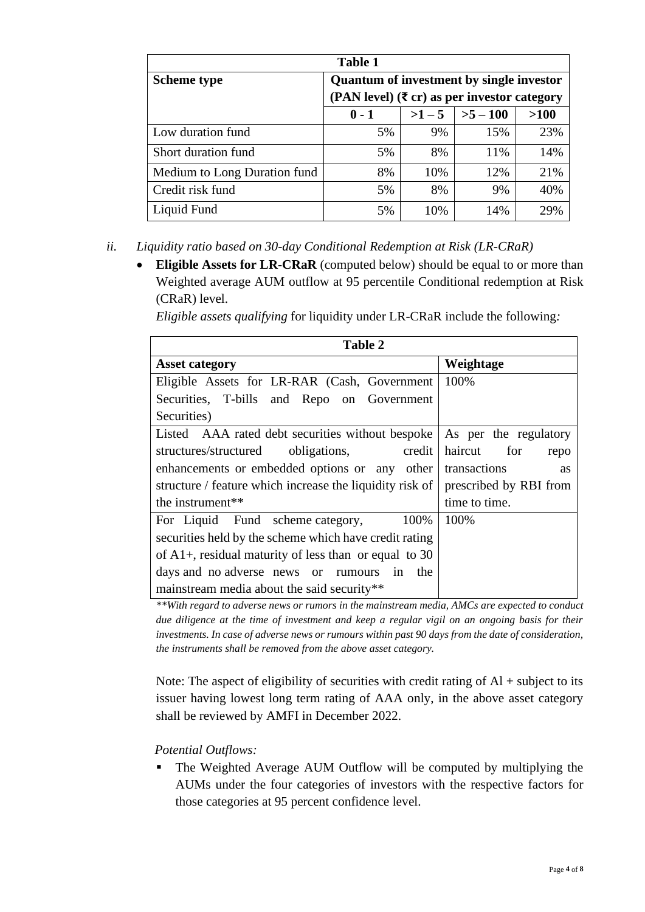| Table 1 | | | | |
|---|---|---|---|---|
| **Scheme type** | **Quantum of investment by single investor (PAN level) (₹ cr) as per investor category** | | | |
| | **0 - 1** | **>1 – 5** | **>5 – 100** | **>100** |
| Low duration fund | 5% | 9% | 15% | 23% |
| Short duration fund | 5% | 8% | 11% | 14% |
| Medium to Long Duration fund | 8% | 10% | 12% | 21% |
| Credit risk fund | 5% | 8% | 9% | 40% |
| Liquid Fund | 5% | 10% | 14% | 29% |

ii. *Liquidity ratio based on 30-day Conditional Redemption at Risk (LR-CRaR)*

- **Eligible Assets for LR-CRaR** (computed below) should be equal to or more than Weighted average AUM outflow at 95 percentile Conditional redemption at Risk (CRaR) level.

  *Eligible assets qualifying* for liquidity under LR-CRaR include the following*:*

| Table 2 | |
|---|---|
| **Asset category** | **Weightage** |
| Eligible Assets for LR-RAR (Cash, Government Securities, T-bills and Repo on Government Securities) | 100% |
| Listed AAA rated debt securities without bespoke structures/structured obligations, credit enhancements or embedded options or any other structure / feature which increase the liquidity risk of the instrument** | As per the regulatory haircut for repo transactions as prescribed by RBI from time to time. |
| For Liquid Fund scheme category, 100% securities held by the scheme which have credit rating of A1+, residual maturity of less than or equal to 30 days and no adverse news or rumours in the mainstream media about the said security** | 100% |

*\*\*With regard to adverse news or rumors in the mainstream media, AMCs are expected to conduct due diligence at the time of investment and keep a regular vigil on an ongoing basis for their investments. In case of adverse news or rumours within past 90 days from the date of consideration, the instruments shall be removed from the above asset category.*

Note: The aspect of eligibility of securities with credit rating of Al + subject to its issuer having lowest long term rating of AAA only, in the above asset category shall be reviewed by AMFI in December 2022.

*Potential Outflows:*

- The Weighted Average AUM Outflow will be computed by multiplying the AUMs under the four categories of investors with the respective factors for those categories at 95 percent confidence level.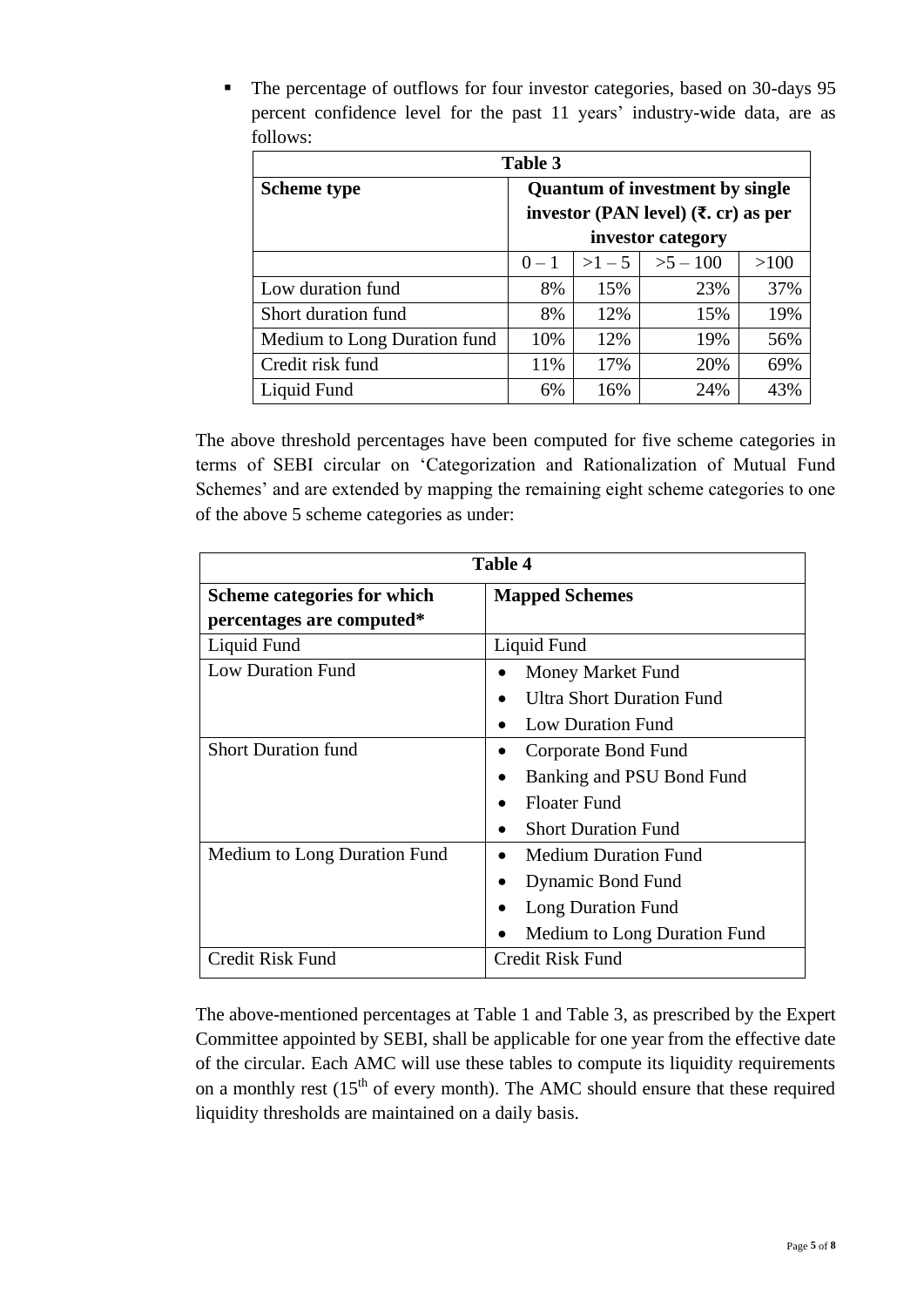- The percentage of outflows for four investor categories, based on 30-days 95 percent confidence level for the past 11 years' industry-wide data, are as follows:

| Table 3 | | | | |
|---|---|---|---|---|
| **Scheme type** | **Quantum of investment by single investor (PAN level) (₹. cr) as per investor category** | | | |
| | 0 – 1 | >1 – 5 | >5 – 100 | >100 |
| Low duration fund | 8% | 15% | 23% | 37% |
| Short duration fund | 8% | 12% | 15% | 19% |
| Medium to Long Duration fund | 10% | 12% | 19% | 56% |
| Credit risk fund | 11% | 17% | 20% | 69% |
| Liquid Fund | 6% | 16% | 24% | 43% |

The above threshold percentages have been computed for five scheme categories in terms of SEBI circular on 'Categorization and Rationalization of Mutual Fund Schemes' and are extended by mapping the remaining eight scheme categories to one of the above 5 scheme categories as under:

| Table 4 | |
|---|---|
| **Scheme categories for which percentages are computed*** | **Mapped Schemes** |
| Liquid Fund | Liquid Fund |
| Low Duration Fund | • Money Market Fund<br>• Ultra Short Duration Fund<br>• Low Duration Fund |
| Short Duration fund | • Corporate Bond Fund<br>• Banking and PSU Bond Fund<br>• Floater Fund<br>• Short Duration Fund |
| Medium to Long Duration Fund | • Medium Duration Fund<br>• Dynamic Bond Fund<br>• Long Duration Fund<br>• Medium to Long Duration Fund |
| Credit Risk Fund | Credit Risk Fund |

The above-mentioned percentages at Table 1 and Table 3, as prescribed by the Expert Committee appointed by SEBI, shall be applicable for one year from the effective date of the circular. Each AMC will use these tables to compute its liquidity requirements on a monthly rest (15th of every month). The AMC should ensure that these required liquidity thresholds are maintained on a daily basis.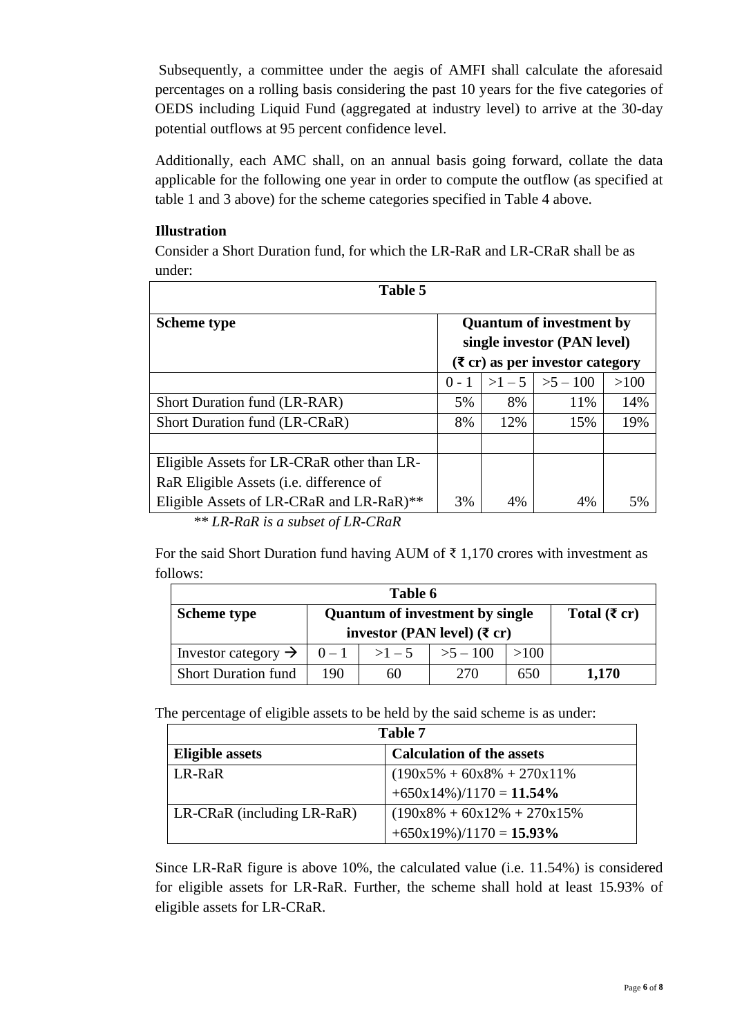Subsequently, a committee under the aegis of AMFI shall calculate the aforesaid percentages on a rolling basis considering the past 10 years for the five categories of OEDS including Liquid Fund (aggregated at industry level) to arrive at the 30-day potential outflows at 95 percent confidence level.

Additionally, each AMC shall, on an annual basis going forward, collate the data applicable for the following one year in order to compute the outflow (as specified at table 1 and 3 above) for the scheme categories specified in Table 4 above.

**Illustration**

Consider a Short Duration fund, for which the LR-RaR and LR-CRaR shall be as under:

| **Table 5** | | | | |
|---|---|---|---|---|
| **Scheme type** | **Quantum of investment by single investor (PAN level) (₹ cr) as per investor category** | | | |
| | 0 - 1 | >1 – 5 | >5 – 100 | >100 |
| Short Duration fund (LR-RAR) | 5% | 8% | 11% | 14% |
| Short Duration fund (LR-CRaR) | 8% | 12% | 15% | 19% |
| | | | | |
| Eligible Assets for LR-CRaR other than LR-RaR Eligible Assets (i.e. difference of Eligible Assets of LR-CRaR and LR-RaR)** | 3% | 4% | 4% | 5% |

*\*\* LR-RaR is a subset of LR-CRaR*

For the said Short Duration fund having AUM of ₹ 1,170 crores with investment as follows:

| **Table 6** | | | | | |
|---|---|---|---|---|---|
| **Scheme type** | **Quantum of investment by single investor (PAN level) (₹ cr)** | | | | **Total (₹ cr)** |
| Investor category → | 0 – 1 | >1 – 5 | >5 – 100 | >100 | |
| Short Duration fund | 190 | 60 | 270 | 650 | **1,170** |

The percentage of eligible assets to be held by the said scheme is as under:

| **Table 7** | |
|---|---|
| **Eligible assets** | **Calculation of the assets** |
| LR-RaR | (190x5% + 60x8% + 270x11% +650x14%)/1170 = **11.54%** |
| LR-CRaR (including LR-RaR) | (190x8% + 60x12% + 270x15% +650x19%)/1170 = **15.93%** |

Since LR-RaR figure is above 10%, the calculated value (i.e. 11.54%) is considered for eligible assets for LR-RaR. Further, the scheme shall hold at least 15.93% of eligible assets for LR-CRaR.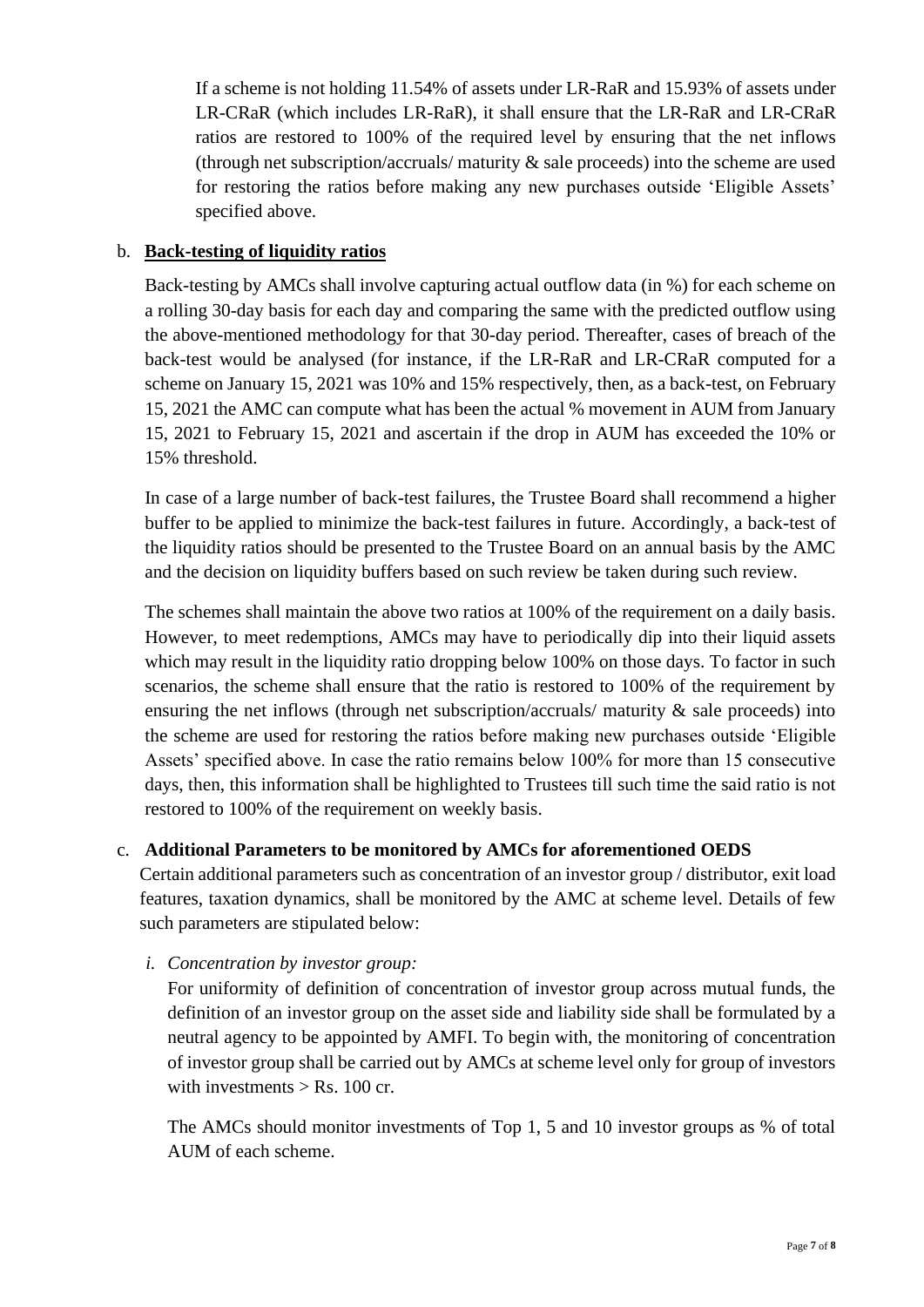If a scheme is not holding 11.54% of assets under LR-RaR and 15.93% of assets under LR-CRaR (which includes LR-RaR), it shall ensure that the LR-RaR and LR-CRaR ratios are restored to 100% of the required level by ensuring that the net inflows (through net subscription/accruals/ maturity & sale proceeds) into the scheme are used for restoring the ratios before making any new purchases outside 'Eligible Assets' specified above.

b. **Back-testing of liquidity ratios**

Back-testing by AMCs shall involve capturing actual outflow data (in %) for each scheme on a rolling 30-day basis for each day and comparing the same with the predicted outflow using the above-mentioned methodology for that 30-day period. Thereafter, cases of breach of the back-test would be analysed (for instance, if the LR-RaR and LR-CRaR computed for a scheme on January 15, 2021 was 10% and 15% respectively, then, as a back-test, on February 15, 2021 the AMC can compute what has been the actual % movement in AUM from January 15, 2021 to February 15, 2021 and ascertain if the drop in AUM has exceeded the 10% or 15% threshold.

In case of a large number of back-test failures, the Trustee Board shall recommend a higher buffer to be applied to minimize the back-test failures in future. Accordingly, a back-test of the liquidity ratios should be presented to the Trustee Board on an annual basis by the AMC and the decision on liquidity buffers based on such review be taken during such review.

The schemes shall maintain the above two ratios at 100% of the requirement on a daily basis. However, to meet redemptions, AMCs may have to periodically dip into their liquid assets which may result in the liquidity ratio dropping below 100% on those days. To factor in such scenarios, the scheme shall ensure that the ratio is restored to 100% of the requirement by ensuring the net inflows (through net subscription/accruals/ maturity & sale proceeds) into the scheme are used for restoring the ratios before making new purchases outside 'Eligible Assets' specified above. In case the ratio remains below 100% for more than 15 consecutive days, then, this information shall be highlighted to Trustees till such time the said ratio is not restored to 100% of the requirement on weekly basis.

c. **Additional Parameters to be monitored by AMCs for aforementioned OEDS**

Certain additional parameters such as concentration of an investor group / distributor, exit load features, taxation dynamics, shall be monitored by the AMC at scheme level. Details of few such parameters are stipulated below:

*i. Concentration by investor group:*

For uniformity of definition of concentration of investor group across mutual funds, the definition of an investor group on the asset side and liability side shall be formulated by a neutral agency to be appointed by AMFI. To begin with, the monitoring of concentration of investor group shall be carried out by AMCs at scheme level only for group of investors with investments > Rs. 100 cr.

The AMCs should monitor investments of Top 1, 5 and 10 investor groups as % of total AUM of each scheme.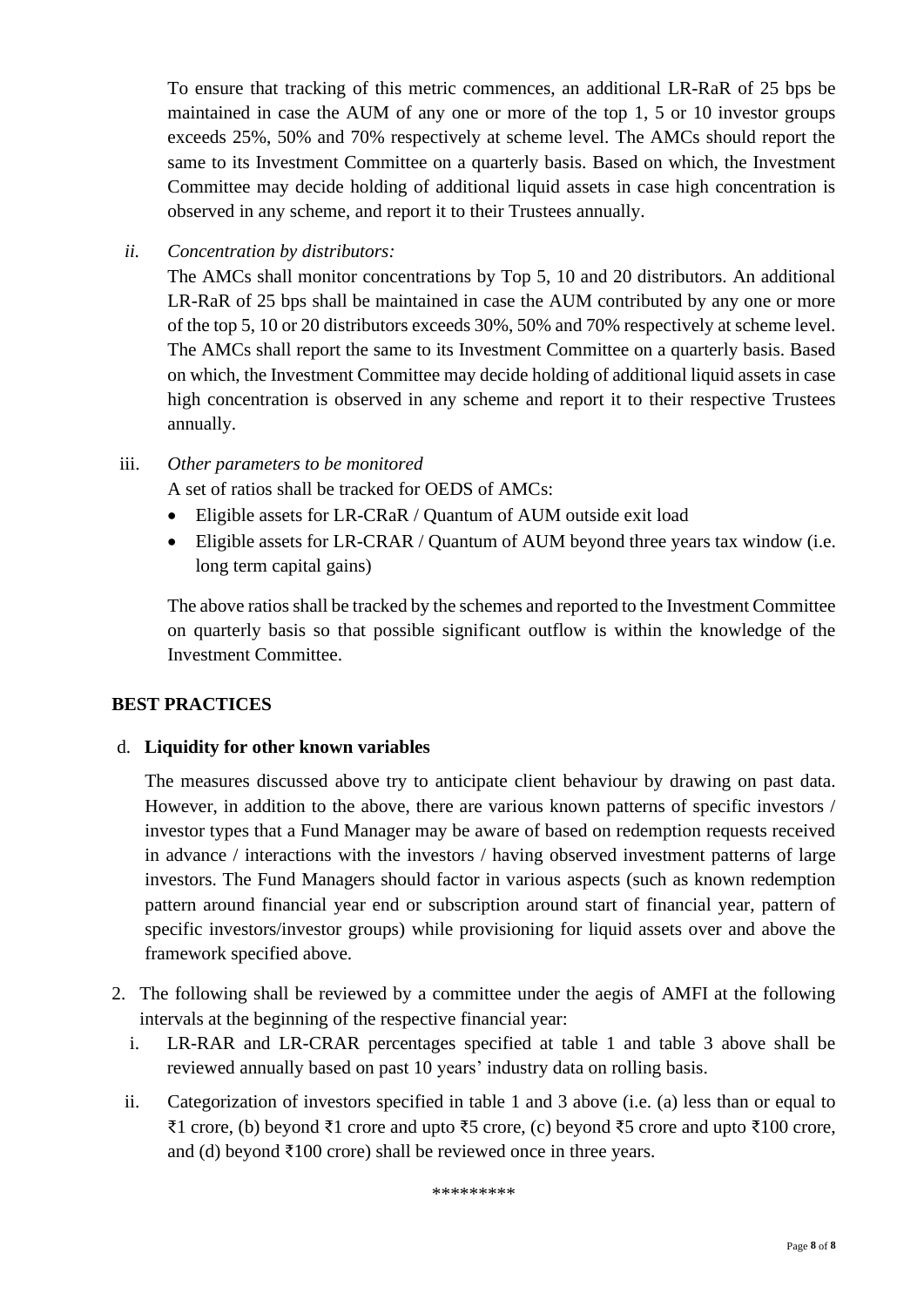To ensure that tracking of this metric commences, an additional LR-RaR of 25 bps be maintained in case the AUM of any one or more of the top 1, 5 or 10 investor groups exceeds 25%, 50% and 70% respectively at scheme level. The AMCs should report the same to its Investment Committee on a quarterly basis. Based on which, the Investment Committee may decide holding of additional liquid assets in case high concentration is observed in any scheme, and report it to their Trustees annually.

*ii.* *Concentration by distributors:*

The AMCs shall monitor concentrations by Top 5, 10 and 20 distributors. An additional LR-RaR of 25 bps shall be maintained in case the AUM contributed by any one or more of the top 5, 10 or 20 distributors exceeds 30%, 50% and 70% respectively at scheme level. The AMCs shall report the same to its Investment Committee on a quarterly basis. Based on which, the Investment Committee may decide holding of additional liquid assets in case high concentration is observed in any scheme and report it to their respective Trustees annually.

iii. *Other parameters to be monitored*

A set of ratios shall be tracked for OEDS of AMCs:

- Eligible assets for LR-CRaR / Quantum of AUM outside exit load
- Eligible assets for LR-CRAR / Quantum of AUM beyond three years tax window (i.e. long term capital gains)

The above ratios shall be tracked by the schemes and reported to the Investment Committee on quarterly basis so that possible significant outflow is within the knowledge of the Investment Committee.

**BEST PRACTICES**

d. **Liquidity for other known variables**

The measures discussed above try to anticipate client behaviour by drawing on past data. However, in addition to the above, there are various known patterns of specific investors / investor types that a Fund Manager may be aware of based on redemption requests received in advance / interactions with the investors / having observed investment patterns of large investors. The Fund Managers should factor in various aspects (such as known redemption pattern around financial year end or subscription around start of financial year, pattern of specific investors/investor groups) while provisioning for liquid assets over and above the framework specified above.

2. The following shall be reviewed by a committee under the aegis of AMFI at the following intervals at the beginning of the respective financial year:
   i. LR-RAR and LR-CRAR percentages specified at table 1 and table 3 above shall be reviewed annually based on past 10 years' industry data on rolling basis.
   ii. Categorization of investors specified in table 1 and 3 above (i.e. (a) less than or equal to ₹1 crore, (b) beyond ₹1 crore and upto ₹5 crore, (c) beyond ₹5 crore and upto ₹100 crore, and (d) beyond ₹100 crore) shall be reviewed once in three years.

*********